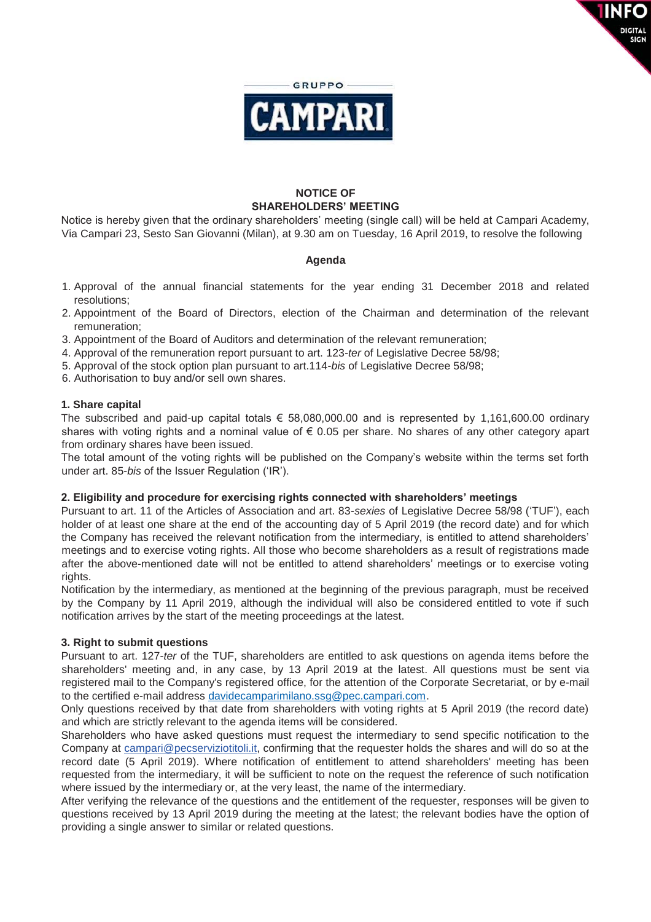GRUPPO

CAMPARI

# NOTICE OF SHAREHOLDERS' MEETING

Notice is hereby given that the ordinary shareholders' meeting (single call) will be held at Campari Academy, Via Campari 23, Sesto San Giovanni (Milan), at 9.30 am on Tuesday, 16 April 2019, to resolve the following

**Agenda**

1. Approval of the annual financial statements for the year ending 31 December 2018 and related resolutions;
2. Appointment of the Board of Directors, election of the Chairman and determination of the relevant remuneration;
3. Appointment of the Board of Auditors and determination of the relevant remuneration;
4. Approval of the remuneration report pursuant to art. 123-*ter* of Legislative Decree 58/98;
5. Approval of the stock option plan pursuant to art.114-*bis* of Legislative Decree 58/98;
6. Authorisation to buy and/or sell own shares.

## 1. Share capital

The subscribed and paid-up capital totals € 58,080,000.00 and is represented by 1,161,600.00 ordinary shares with voting rights and a nominal value of € 0.05 per share. No shares of any other category apart from ordinary shares have been issued.

The total amount of the voting rights will be published on the Company's website within the terms set forth under art. 85-*bis* of the Issuer Regulation ('IR').

## 2. Eligibility and procedure for exercising rights connected with shareholders' meetings

Pursuant to art. 11 of the Articles of Association and art. 83-*sexies* of Legislative Decree 58/98 ('TUF'), each holder of at least one share at the end of the accounting day of 5 April 2019 (the record date) and for which the Company has received the relevant notification from the intermediary, is entitled to attend shareholders' meetings and to exercise voting rights. All those who become shareholders as a result of registrations made after the above-mentioned date will not be entitled to attend shareholders' meetings or to exercise voting rights.

Notification by the intermediary, as mentioned at the beginning of the previous paragraph, must be received by the Company by 11 April 2019, although the individual will also be considered entitled to vote if such notification arrives by the start of the meeting proceedings at the latest.

## 3. Right to submit questions

Pursuant to art. 127-*ter* of the TUF, shareholders are entitled to ask questions on agenda items before the shareholders' meeting and, in any case, by 13 April 2019 at the latest. All questions must be sent via registered mail to the Company's registered office, for the attention of the Corporate Secretariat, or by e-mail to the certified e-mail address davidecamparimilano.ssg@pec.campari.com.

Only questions received by that date from shareholders with voting rights at 5 April 2019 (the record date) and which are strictly relevant to the agenda items will be considered.

Shareholders who have asked questions must request the intermediary to send specific notification to the Company at campari@pecserviziotitoli.it, confirming that the requester holds the shares and will do so at the record date (5 April 2019). Where notification of entitlement to attend shareholders' meeting has been requested from the intermediary, it will be sufficient to note on the request the reference of such notification where issued by the intermediary or, at the very least, the name of the intermediary.

After verifying the relevance of the questions and the entitlement of the requester, responses will be given to questions received by 13 April 2019 during the meeting at the latest; the relevant bodies have the option of providing a single answer to similar or related questions.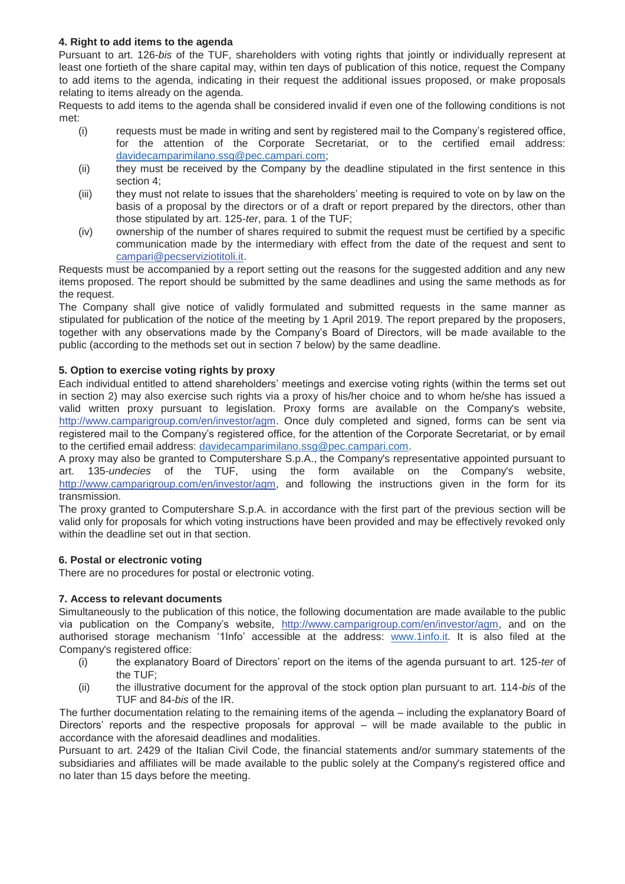#### 4. Right to add items to the agenda

Pursuant to art. 126-*bis* of the TUF, shareholders with voting rights that jointly or individually represent at least one fortieth of the share capital may, within ten days of publication of this notice, request the Company to add items to the agenda, indicating in their request the additional issues proposed, or make proposals relating to items already on the agenda.

Requests to add items to the agenda shall be considered invalid if even one of the following conditions is not met:

(i) requests must be made in writing and sent by registered mail to the Company's registered office, for the attention of the Corporate Secretariat, or to the certified email address: davidecamparimilano.ssg@pec.campari.com;

(ii) they must be received by the Company by the deadline stipulated in the first sentence in this section 4;

(iii) they must not relate to issues that the shareholders' meeting is required to vote on by law on the basis of a proposal by the directors or of a draft or report prepared by the directors, other than those stipulated by art. 125-*ter*, para. 1 of the TUF;

(iv) ownership of the number of shares required to submit the request must be certified by a specific communication made by the intermediary with effect from the date of the request and sent to campari@pecserviziotitoli.it.

Requests must be accompanied by a report setting out the reasons for the suggested addition and any new items proposed. The report should be submitted by the same deadlines and using the same methods as for the request.

The Company shall give notice of validly formulated and submitted requests in the same manner as stipulated for publication of the notice of the meeting by 1 April 2019. The report prepared by the proposers, together with any observations made by the Company's Board of Directors, will be made available to the public (according to the methods set out in section 7 below) by the same deadline.

#### 5. Option to exercise voting rights by proxy

Each individual entitled to attend shareholders' meetings and exercise voting rights (within the terms set out in section 2) may also exercise such rights via a proxy of his/her choice and to whom he/she has issued a valid written proxy pursuant to legislation. Proxy forms are available on the Company's website, http://www.camparigroup.com/en/investor/agm. Once duly completed and signed, forms can be sent via registered mail to the Company's registered office, for the attention of the Corporate Secretariat, or by email to the certified email address: davidecamparimilano.ssg@pec.campari.com.

A proxy may also be granted to Computershare S.p.A., the Company's representative appointed pursuant to art. 135-*undecies* of the TUF, using the form available on the Company's website, http://www.camparigroup.com/en/investor/agm, and following the instructions given in the form for its transmission.

The proxy granted to Computershare S.p.A. in accordance with the first part of the previous section will be valid only for proposals for which voting instructions have been provided and may be effectively revoked only within the deadline set out in that section.

#### 6. Postal or electronic voting

There are no procedures for postal or electronic voting.

#### 7. Access to relevant documents

Simultaneously to the publication of this notice, the following documentation are made available to the public via publication on the Company's website, http://www.camparigroup.com/en/investor/agm, and on the authorised storage mechanism '1Info' accessible at the address: www.1info.it. It is also filed at the Company's registered office:

(i) the explanatory Board of Directors' report on the items of the agenda pursuant to art. 125-*ter* of the TUF;

(ii) the illustrative document for the approval of the stock option plan pursuant to art. 114-*bis* of the TUF and 84-*bis* of the IR.

The further documentation relating to the remaining items of the agenda – including the explanatory Board of Directors' reports and the respective proposals for approval – will be made available to the public in accordance with the aforesaid deadlines and modalities.

Pursuant to art. 2429 of the Italian Civil Code, the financial statements and/or summary statements of the subsidiaries and affiliates will be made available to the public solely at the Company's registered office and no later than 15 days before the meeting.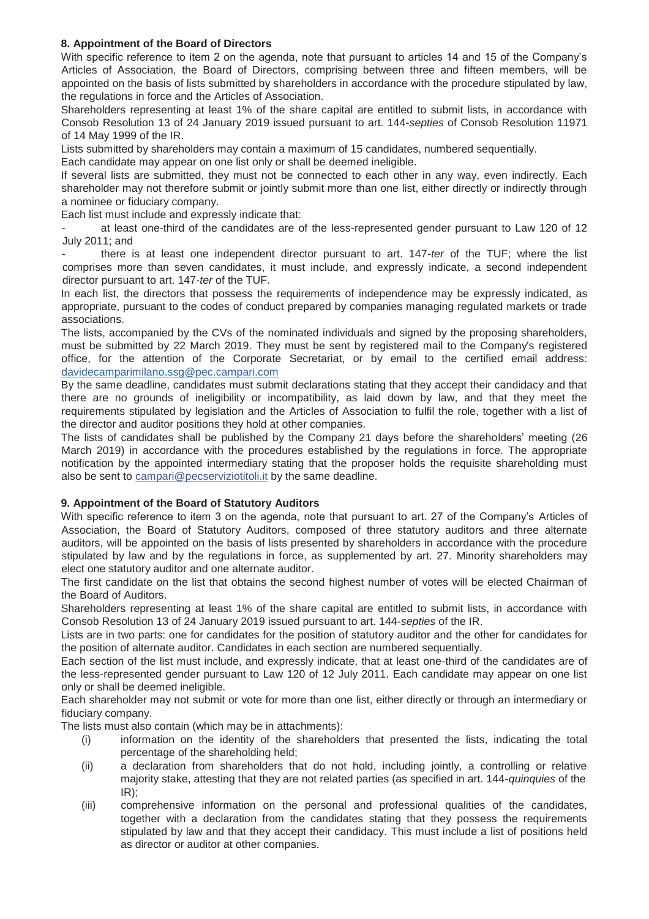### 8. Appointment of the Board of Directors

With specific reference to item 2 on the agenda, note that pursuant to articles 14 and 15 of the Company's Articles of Association, the Board of Directors, comprising between three and fifteen members, will be appointed on the basis of lists submitted by shareholders in accordance with the procedure stipulated by law, the regulations in force and the Articles of Association.

Shareholders representing at least 1% of the share capital are entitled to submit lists, in accordance with Consob Resolution 13 of 24 January 2019 issued pursuant to art. 144-*septies* of Consob Resolution 11971 of 14 May 1999 of the IR.

Lists submitted by shareholders may contain a maximum of 15 candidates, numbered sequentially.

Each candidate may appear on one list only or shall be deemed ineligible.

If several lists are submitted, they must not be connected to each other in any way, even indirectly. Each shareholder may not therefore submit or jointly submit more than one list, either directly or indirectly through a nominee or fiduciary company.

Each list must include and expressly indicate that:

- at least one-third of the candidates are of the less-represented gender pursuant to Law 120 of 12 July 2011; and
- there is at least one independent director pursuant to art. 147-*ter* of the TUF; where the list comprises more than seven candidates, it must include, and expressly indicate, a second independent director pursuant to art. 147-*ter* of the TUF.

In each list, the directors that possess the requirements of independence may be expressly indicated, as appropriate, pursuant to the codes of conduct prepared by companies managing regulated markets or trade associations.

The lists, accompanied by the CVs of the nominated individuals and signed by the proposing shareholders, must be submitted by 22 March 2019. They must be sent by registered mail to the Company's registered office, for the attention of the Corporate Secretariat, or by email to the certified email address: davidecamparimilano.ssg@pec.campari.com

By the same deadline, candidates must submit declarations stating that they accept their candidacy and that there are no grounds of ineligibility or incompatibility, as laid down by law, and that they meet the requirements stipulated by legislation and the Articles of Association to fulfil the role, together with a list of the director and auditor positions they hold at other companies.

The lists of candidates shall be published by the Company 21 days before the shareholders' meeting (26 March 2019) in accordance with the procedures established by the regulations in force. The appropriate notification by the appointed intermediary stating that the proposer holds the requisite shareholding must also be sent to campari@pecserviziotitoli.it by the same deadline.

### 9. Appointment of the Board of Statutory Auditors

With specific reference to item 3 on the agenda, note that pursuant to art. 27 of the Company's Articles of Association, the Board of Statutory Auditors, composed of three statutory auditors and three alternate auditors, will be appointed on the basis of lists presented by shareholders in accordance with the procedure stipulated by law and by the regulations in force, as supplemented by art. 27. Minority shareholders may elect one statutory auditor and one alternate auditor.

The first candidate on the list that obtains the second highest number of votes will be elected Chairman of the Board of Auditors.

Shareholders representing at least 1% of the share capital are entitled to submit lists, in accordance with Consob Resolution 13 of 24 January 2019 issued pursuant to art. 144-*septies* of the IR.

Lists are in two parts: one for candidates for the position of statutory auditor and the other for candidates for the position of alternate auditor. Candidates in each section are numbered sequentially.

Each section of the list must include, and expressly indicate, that at least one-third of the candidates are of the less-represented gender pursuant to Law 120 of 12 July 2011. Each candidate may appear on one list only or shall be deemed ineligible.

Each shareholder may not submit or vote for more than one list, either directly or through an intermediary or fiduciary company.

The lists must also contain (which may be in attachments):

(i) information on the identity of the shareholders that presented the lists, indicating the total percentage of the shareholding held;

(ii) a declaration from shareholders that do not hold, including jointly, a controlling or relative majority stake, attesting that they are not related parties (as specified in art. 144-*quinquies* of the IR);

(iii) comprehensive information on the personal and professional qualities of the candidates, together with a declaration from the candidates stating that they possess the requirements stipulated by law and that they accept their candidacy. This must include a list of positions held as director or auditor at other companies.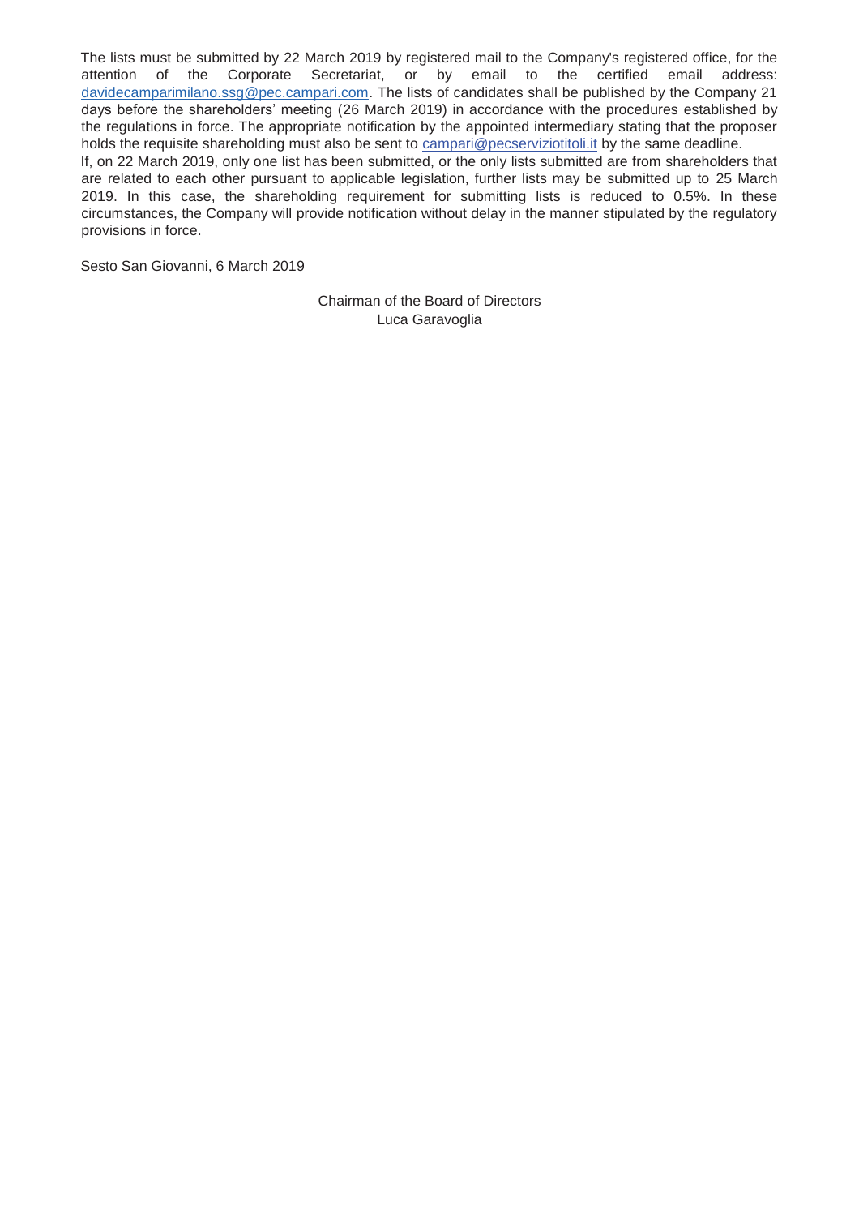The lists must be submitted by 22 March 2019 by registered mail to the Company's registered office, for the attention of the Corporate Secretariat, or by email to the certified email address: davidecamparimilano.ssg@pec.campari.com. The lists of candidates shall be published by the Company 21 days before the shareholders' meeting (26 March 2019) in accordance with the procedures established by the regulations in force. The appropriate notification by the appointed intermediary stating that the proposer holds the requisite shareholding must also be sent to campari@pecserviziotitoli.it by the same deadline.
If, on 22 March 2019, only one list has been submitted, or the only lists submitted are from shareholders that are related to each other pursuant to applicable legislation, further lists may be submitted up to 25 March 2019. In this case, the shareholding requirement for submitting lists is reduced to 0.5%. In these circumstances, the Company will provide notification without delay in the manner stipulated by the regulatory provisions in force.

Sesto San Giovanni, 6 March 2019

Chairman of the Board of Directors
Luca Garavoglia